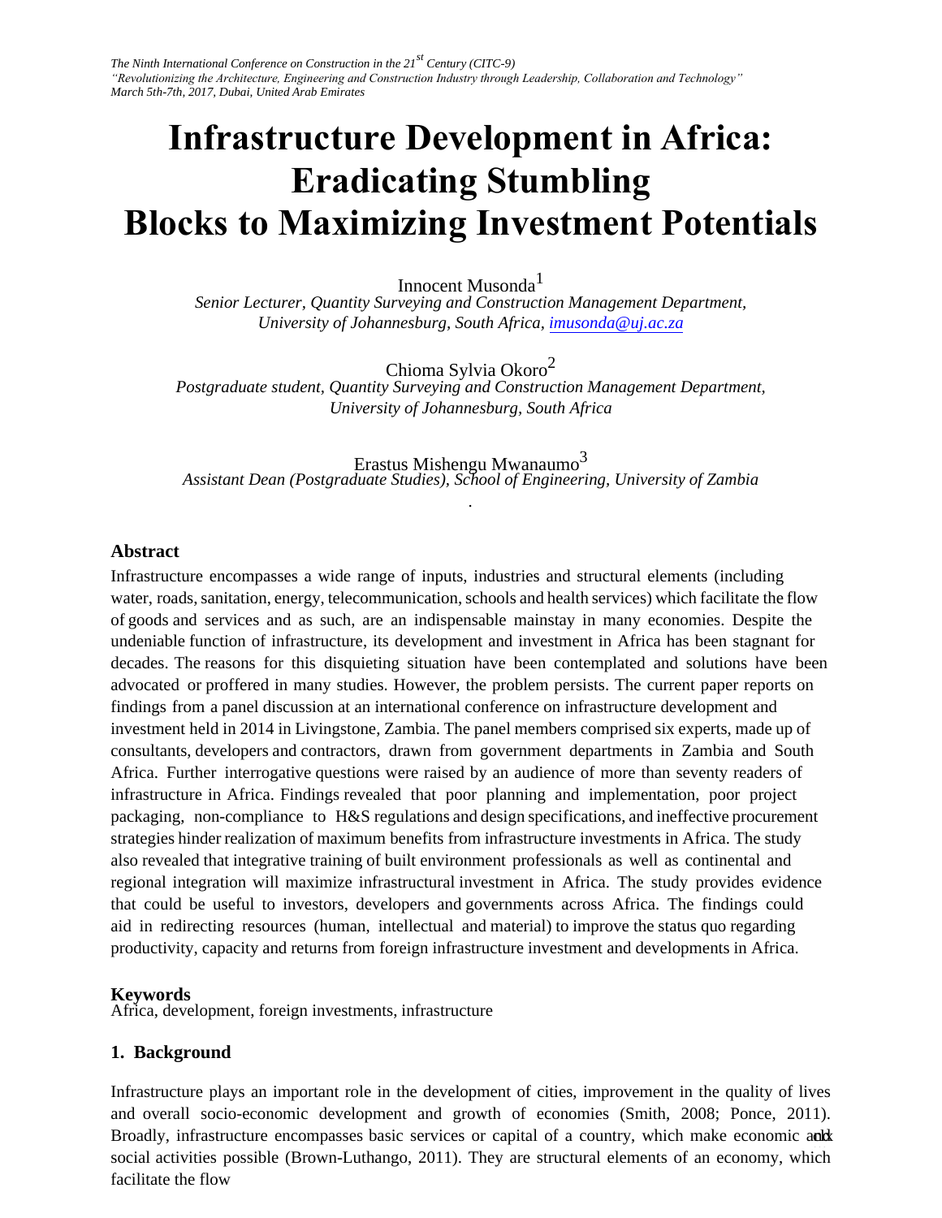# Infrastructure Development in Africa: Eradicating Stumbling Blocks to Maximizing Investment Potentials

Innocent Musonda[1]
*Senior Lecturer, Quantity Surveying and Construction Management Department, University of Johannesburg, South Africa, imusonda@uj.ac.za*

Chioma Sylvia Okoro[2]
*Postgraduate student, Quantity Surveying and Construction Management Department, University of Johannesburg, South Africa*

Erastus Mishengu Mwanaumo[3]
*Assistant Dean (Postgraduate Studies), School of Engineering, University of Zambia*

## Abstract

Infrastructure encompasses a wide range of inputs, industries and structural elements (including water, roads, sanitation, energy, telecommunication, schools and health services) which facilitate the flow of goods and services and as such, are an indispensable mainstay in many economies. Despite the undeniable function of infrastructure, its development and investment in Africa has been stagnant for decades. The reasons for this disquieting situation have been contemplated and solutions have been advocated or proffered in many studies. However, the problem persists. The current paper reports on findings from a panel discussion at an international conference on infrastructure development and investment held in 2014 in Livingstone, Zambia. The panel members comprised six experts, made up of consultants, developers and contractors, drawn from government departments in Zambia and South Africa. Further interrogative questions were raised by an audience of more than seventy readers of infrastructure in Africa. Findings revealed that poor planning and implementation, poor project packaging, non-compliance to H&S regulations and design specifications, and ineffective procurement strategies hinder realization of maximum benefits from infrastructure investments in Africa. The study also revealed that integrative training of built environment professionals as well as continental and regional integration will maximize infrastructural investment in Africa. The study provides evidence that could be useful to investors, developers and governments across Africa. The findings could aid in redirecting resources (human, intellectual and material) to improve the status quo regarding productivity, capacity and returns from foreign infrastructure investment and developments in Africa.

## Keywords

Africa, development, foreign investments, infrastructure

## 1. Background

Infrastructure plays an important role in the development of cities, improvement in the quality of lives and overall socio-economic development and growth of economies (Smith, 2008; Ponce, 2011). Broadly, infrastructure encompasses basic services or capital of a country, which make economic and social activities possible (Brown-Luthango, 2011). They are structural elements of an economy, which facilitate the flow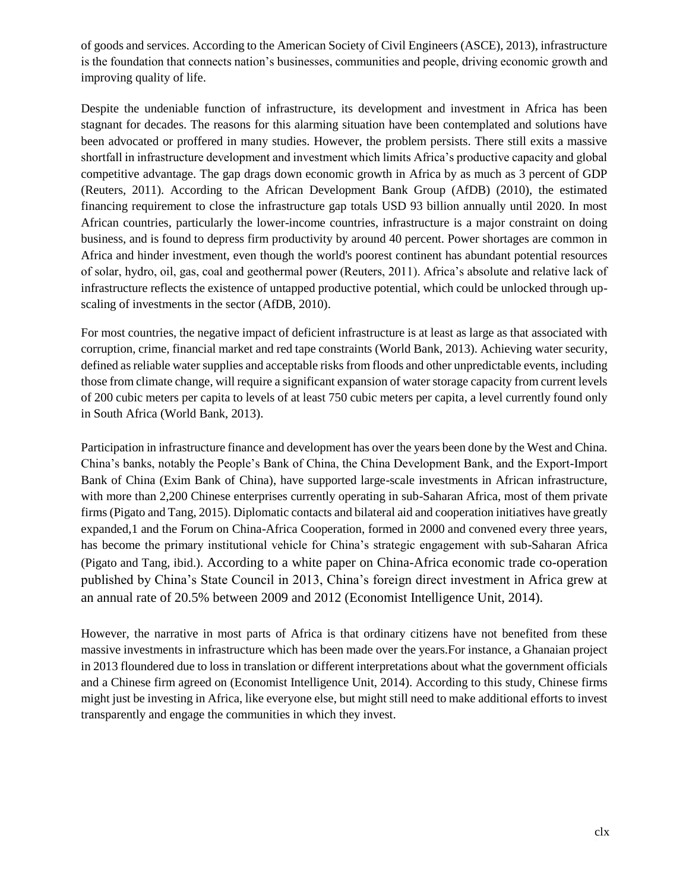of goods and services. According to the American Society of Civil Engineers (ASCE), 2013), infrastructure is the foundation that connects nation's businesses, communities and people, driving economic growth and improving quality of life.

Despite the undeniable function of infrastructure, its development and investment in Africa has been stagnant for decades. The reasons for this alarming situation have been contemplated and solutions have been advocated or proffered in many studies. However, the problem persists. There still exits a massive shortfall in infrastructure development and investment which limits Africa's productive capacity and global competitive advantage. The gap drags down economic growth in Africa by as much as 3 percent of GDP (Reuters, 2011). According to the African Development Bank Group (AfDB) (2010), the estimated financing requirement to close the infrastructure gap totals USD 93 billion annually until 2020. In most African countries, particularly the lower-income countries, infrastructure is a major constraint on doing business, and is found to depress firm productivity by around 40 percent. Power shortages are common in Africa and hinder investment, even though the world's poorest continent has abundant potential resources of solar, hydro, oil, gas, coal and geothermal power (Reuters, 2011). Africa's absolute and relative lack of infrastructure reflects the existence of untapped productive potential, which could be unlocked through up-scaling of investments in the sector (AfDB, 2010).

For most countries, the negative impact of deficient infrastructure is at least as large as that associated with corruption, crime, financial market and red tape constraints (World Bank, 2013). Achieving water security, defined as reliable water supplies and acceptable risks from floods and other unpredictable events, including those from climate change, will require a significant expansion of water storage capacity from current levels of 200 cubic meters per capita to levels of at least 750 cubic meters per capita, a level currently found only in South Africa (World Bank, 2013).

Participation in infrastructure finance and development has over the years been done by the West and China. China's banks, notably the People's Bank of China, the China Development Bank, and the Export-Import Bank of China (Exim Bank of China), have supported large-scale investments in African infrastructure, with more than 2,200 Chinese enterprises currently operating in sub-Saharan Africa, most of them private firms (Pigato and Tang, 2015). Diplomatic contacts and bilateral aid and cooperation initiatives have greatly expanded,1 and the Forum on China-Africa Cooperation, formed in 2000 and convened every three years, has become the primary institutional vehicle for China's strategic engagement with sub-Saharan Africa (Pigato and Tang, ibid.). According to a white paper on China-Africa economic trade co-operation published by China's State Council in 2013, China's foreign direct investment in Africa grew at an annual rate of 20.5% between 2009 and 2012 (Economist Intelligence Unit, 2014).

However, the narrative in most parts of Africa is that ordinary citizens have not benefited from these massive investments in infrastructure which has been made over the years.For instance, a Ghanaian project in 2013 floundered due to loss in translation or different interpretations about what the government officials and a Chinese firm agreed on (Economist Intelligence Unit, 2014). According to this study, Chinese firms might just be investing in Africa, like everyone else, but might still need to make additional efforts to invest transparently and engage the communities in which they invest.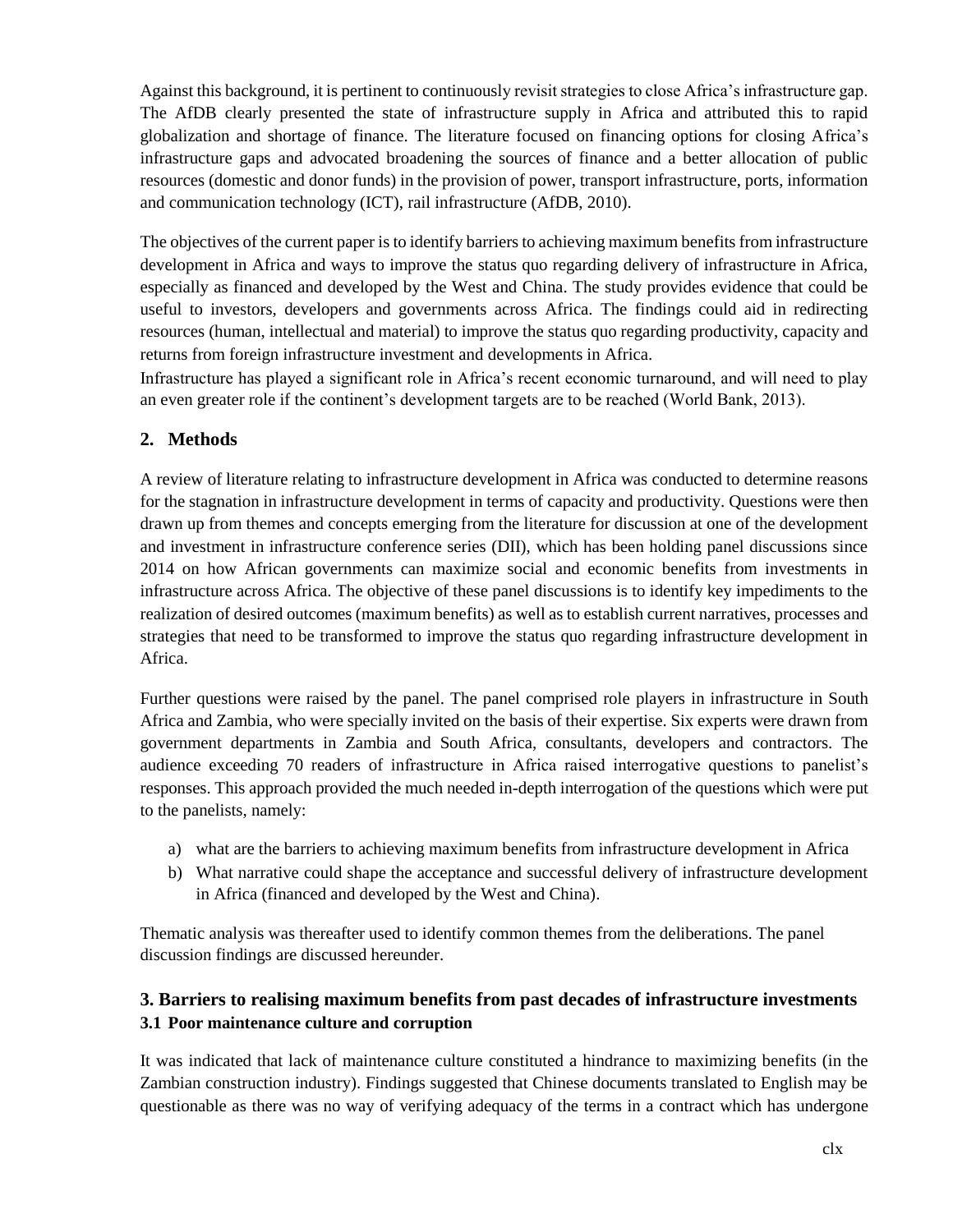Against this background, it is pertinent to continuously revisit strategies to close Africa's infrastructure gap. The AfDB clearly presented the state of infrastructure supply in Africa and attributed this to rapid globalization and shortage of finance. The literature focused on financing options for closing Africa's infrastructure gaps and advocated broadening the sources of finance and a better allocation of public resources (domestic and donor funds) in the provision of power, transport infrastructure, ports, information and communication technology (ICT), rail infrastructure (AfDB, 2010).

The objectives of the current paper is to identify barriers to achieving maximum benefits from infrastructure development in Africa and ways to improve the status quo regarding delivery of infrastructure in Africa, especially as financed and developed by the West and China. The study provides evidence that could be useful to investors, developers and governments across Africa. The findings could aid in redirecting resources (human, intellectual and material) to improve the status quo regarding productivity, capacity and returns from foreign infrastructure investment and developments in Africa.

Infrastructure has played a significant role in Africa's recent economic turnaround, and will need to play an even greater role if the continent's development targets are to be reached (World Bank, 2013).

## 2. Methods

A review of literature relating to infrastructure development in Africa was conducted to determine reasons for the stagnation in infrastructure development in terms of capacity and productivity. Questions were then drawn up from themes and concepts emerging from the literature for discussion at one of the development and investment in infrastructure conference series (DII), which has been holding panel discussions since 2014 on how African governments can maximize social and economic benefits from investments in infrastructure across Africa. The objective of these panel discussions is to identify key impediments to the realization of desired outcomes (maximum benefits) as well as to establish current narratives, processes and strategies that need to be transformed to improve the status quo regarding infrastructure development in Africa.

Further questions were raised by the panel. The panel comprised role players in infrastructure in South Africa and Zambia, who were specially invited on the basis of their expertise. Six experts were drawn from government departments in Zambia and South Africa, consultants, developers and contractors. The audience exceeding 70 readers of infrastructure in Africa raised interrogative questions to panelist's responses. This approach provided the much needed in-depth interrogation of the questions which were put to the panelists, namely:

a) what are the barriers to achieving maximum benefits from infrastructure development in Africa
b) What narrative could shape the acceptance and successful delivery of infrastructure development in Africa (financed and developed by the West and China).

Thematic analysis was thereafter used to identify common themes from the deliberations. The panel discussion findings are discussed hereunder.

## 3. Barriers to realising maximum benefits from past decades of infrastructure investments

### 3.1 Poor maintenance culture and corruption

It was indicated that lack of maintenance culture constituted a hindrance to maximizing benefits (in the Zambian construction industry). Findings suggested that Chinese documents translated to English may be questionable as there was no way of verifying adequacy of the terms in a contract which has undergone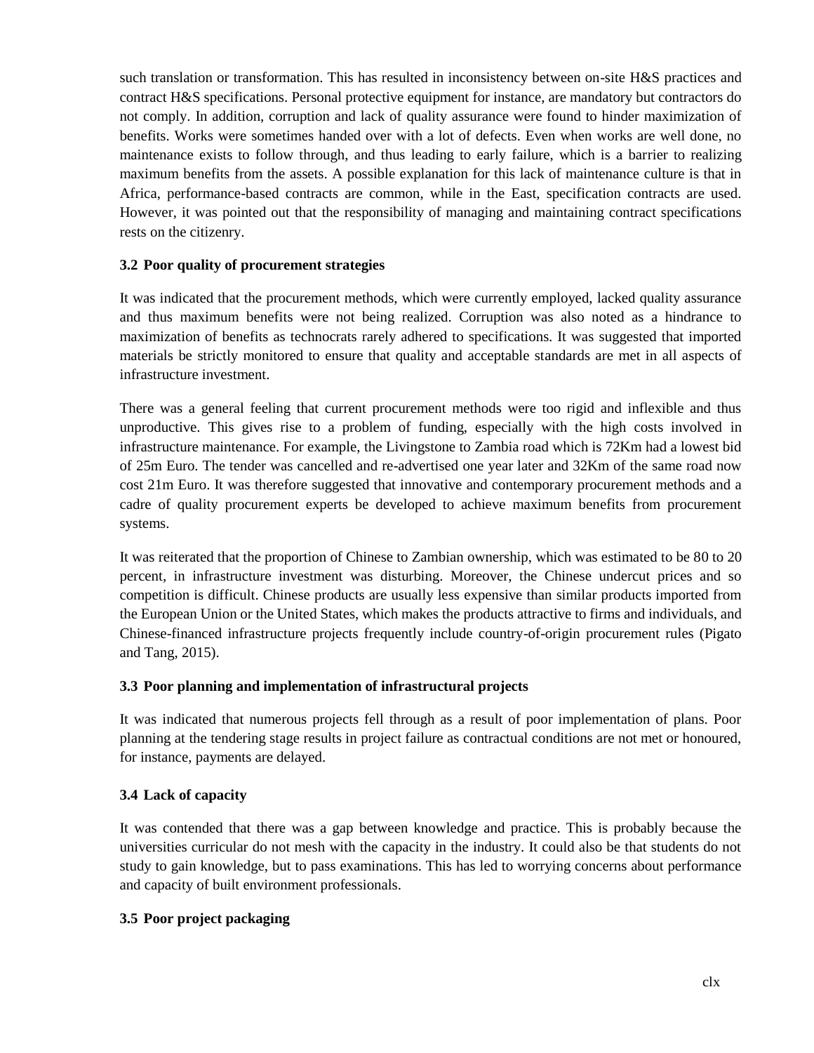such translation or transformation. This has resulted in inconsistency between on-site H&S practices and contract H&S specifications. Personal protective equipment for instance, are mandatory but contractors do not comply. In addition, corruption and lack of quality assurance were found to hinder maximization of benefits. Works were sometimes handed over with a lot of defects. Even when works are well done, no maintenance exists to follow through, and thus leading to early failure, which is a barrier to realizing maximum benefits from the assets. A possible explanation for this lack of maintenance culture is that in Africa, performance-based contracts are common, while in the East, specification contracts are used. However, it was pointed out that the responsibility of managing and maintaining contract specifications rests on the citizenry.

### 3.2 Poor quality of procurement strategies

It was indicated that the procurement methods, which were currently employed, lacked quality assurance and thus maximum benefits were not being realized. Corruption was also noted as a hindrance to maximization of benefits as technocrats rarely adhered to specifications. It was suggested that imported materials be strictly monitored to ensure that quality and acceptable standards are met in all aspects of infrastructure investment.

There was a general feeling that current procurement methods were too rigid and inflexible and thus unproductive. This gives rise to a problem of funding, especially with the high costs involved in infrastructure maintenance. For example, the Livingstone to Zambia road which is 72Km had a lowest bid of 25m Euro. The tender was cancelled and re-advertised one year later and 32Km of the same road now cost 21m Euro. It was therefore suggested that innovative and contemporary procurement methods and a cadre of quality procurement experts be developed to achieve maximum benefits from procurement systems.

It was reiterated that the proportion of Chinese to Zambian ownership, which was estimated to be 80 to 20 percent, in infrastructure investment was disturbing. Moreover, the Chinese undercut prices and so competition is difficult. Chinese products are usually less expensive than similar products imported from the European Union or the United States, which makes the products attractive to firms and individuals, and Chinese-financed infrastructure projects frequently include country-of-origin procurement rules (Pigato and Tang, 2015).

### 3.3 Poor planning and implementation of infrastructural projects

It was indicated that numerous projects fell through as a result of poor implementation of plans. Poor planning at the tendering stage results in project failure as contractual conditions are not met or honoured, for instance, payments are delayed.

### 3.4 Lack of capacity

It was contended that there was a gap between knowledge and practice. This is probably because the universities curricular do not mesh with the capacity in the industry. It could also be that students do not study to gain knowledge, but to pass examinations. This has led to worrying concerns about performance and capacity of built environment professionals.

### 3.5 Poor project packaging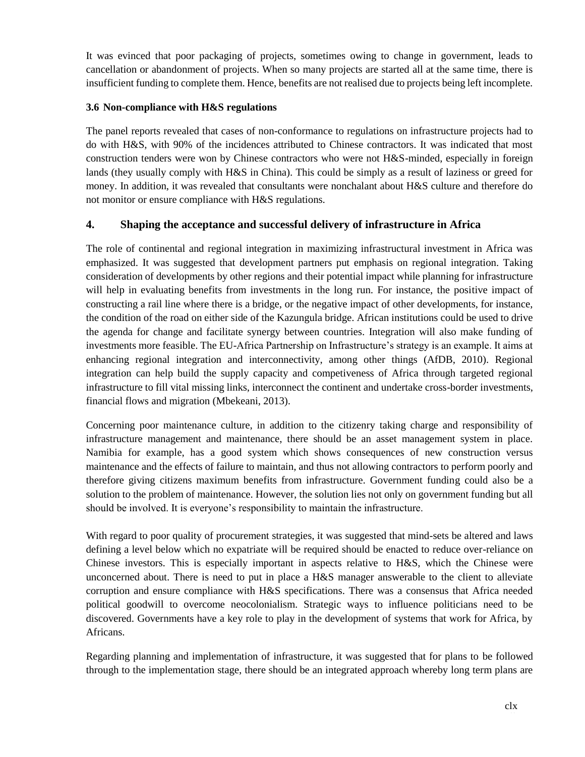It was evinced that poor packaging of projects, sometimes owing to change in government, leads to cancellation or abandonment of projects. When so many projects are started all at the same time, there is insufficient funding to complete them. Hence, benefits are not realised due to projects being left incomplete.

### 3.6 Non-compliance with H&S regulations

The panel reports revealed that cases of non-conformance to regulations on infrastructure projects had to do with H&S, with 90% of the incidences attributed to Chinese contractors. It was indicated that most construction tenders were won by Chinese contractors who were not H&S-minded, especially in foreign lands (they usually comply with H&S in China). This could be simply as a result of laziness or greed for money. In addition, it was revealed that consultants were nonchalant about H&S culture and therefore do not monitor or ensure compliance with H&S regulations.

## 4. Shaping the acceptance and successful delivery of infrastructure in Africa

The role of continental and regional integration in maximizing infrastructural investment in Africa was emphasized. It was suggested that development partners put emphasis on regional integration. Taking consideration of developments by other regions and their potential impact while planning for infrastructure will help in evaluating benefits from investments in the long run. For instance, the positive impact of constructing a rail line where there is a bridge, or the negative impact of other developments, for instance, the condition of the road on either side of the Kazungula bridge. African institutions could be used to drive the agenda for change and facilitate synergy between countries. Integration will also make funding of investments more feasible. The EU-Africa Partnership on Infrastructure's strategy is an example. It aims at enhancing regional integration and interconnectivity, among other things (AfDB, 2010). Regional integration can help build the supply capacity and competiveness of Africa through targeted regional infrastructure to fill vital missing links, interconnect the continent and undertake cross-border investments, financial flows and migration (Mbekeani, 2013).

Concerning poor maintenance culture, in addition to the citizenry taking charge and responsibility of infrastructure management and maintenance, there should be an asset management system in place. Namibia for example, has a good system which shows consequences of new construction versus maintenance and the effects of failure to maintain, and thus not allowing contractors to perform poorly and therefore giving citizens maximum benefits from infrastructure. Government funding could also be a solution to the problem of maintenance. However, the solution lies not only on government funding but all should be involved. It is everyone's responsibility to maintain the infrastructure.

With regard to poor quality of procurement strategies, it was suggested that mind-sets be altered and laws defining a level below which no expatriate will be required should be enacted to reduce over-reliance on Chinese investors. This is especially important in aspects relative to H&S, which the Chinese were unconcerned about. There is need to put in place a H&S manager answerable to the client to alleviate corruption and ensure compliance with H&S specifications. There was a consensus that Africa needed political goodwill to overcome neocolonialism. Strategic ways to influence politicians need to be discovered. Governments have a key role to play in the development of systems that work for Africa, by Africans.

Regarding planning and implementation of infrastructure, it was suggested that for plans to be followed through to the implementation stage, there should be an integrated approach whereby long term plans are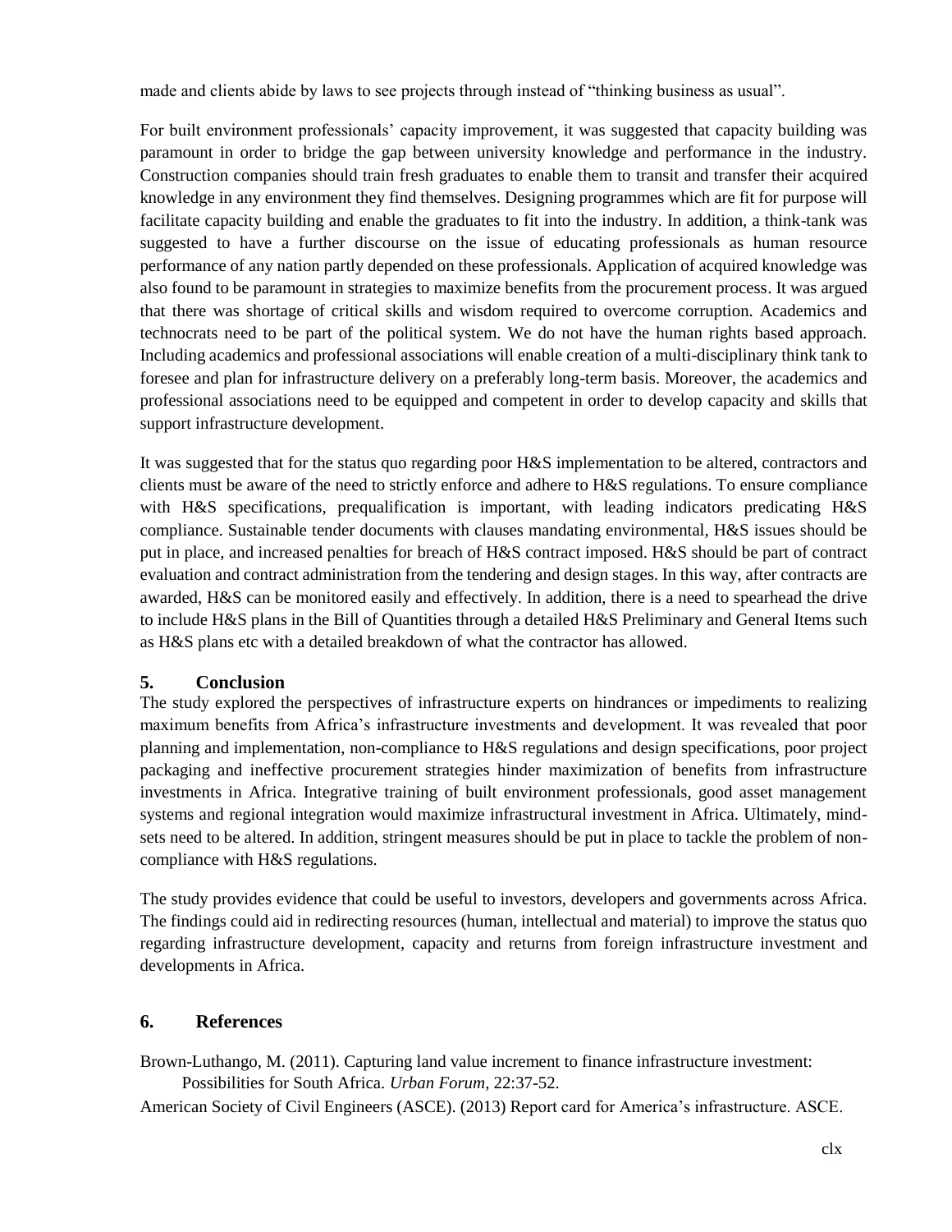made and clients abide by laws to see projects through instead of "thinking business as usual".

For built environment professionals' capacity improvement, it was suggested that capacity building was paramount in order to bridge the gap between university knowledge and performance in the industry. Construction companies should train fresh graduates to enable them to transit and transfer their acquired knowledge in any environment they find themselves. Designing programmes which are fit for purpose will facilitate capacity building and enable the graduates to fit into the industry. In addition, a think-tank was suggested to have a further discourse on the issue of educating professionals as human resource performance of any nation partly depended on these professionals. Application of acquired knowledge was also found to be paramount in strategies to maximize benefits from the procurement process. It was argued that there was shortage of critical skills and wisdom required to overcome corruption. Academics and technocrats need to be part of the political system. We do not have the human rights based approach. Including academics and professional associations will enable creation of a multi-disciplinary think tank to foresee and plan for infrastructure delivery on a preferably long-term basis. Moreover, the academics and professional associations need to be equipped and competent in order to develop capacity and skills that support infrastructure development.

It was suggested that for the status quo regarding poor H&S implementation to be altered, contractors and clients must be aware of the need to strictly enforce and adhere to H&S regulations. To ensure compliance with H&S specifications, prequalification is important, with leading indicators predicating H&S compliance. Sustainable tender documents with clauses mandating environmental, H&S issues should be put in place, and increased penalties for breach of H&S contract imposed. H&S should be part of contract evaluation and contract administration from the tendering and design stages. In this way, after contracts are awarded, H&S can be monitored easily and effectively. In addition, there is a need to spearhead the drive to include H&S plans in the Bill of Quantities through a detailed H&S Preliminary and General Items such as H&S plans etc with a detailed breakdown of what the contractor has allowed.

## 5. Conclusion

The study explored the perspectives of infrastructure experts on hindrances or impediments to realizing maximum benefits from Africa's infrastructure investments and development. It was revealed that poor planning and implementation, non-compliance to H&S regulations and design specifications, poor project packaging and ineffective procurement strategies hinder maximization of benefits from infrastructure investments in Africa. Integrative training of built environment professionals, good asset management systems and regional integration would maximize infrastructural investment in Africa. Ultimately, mind-sets need to be altered. In addition, stringent measures should be put in place to tackle the problem of non-compliance with H&S regulations.

The study provides evidence that could be useful to investors, developers and governments across Africa. The findings could aid in redirecting resources (human, intellectual and material) to improve the status quo regarding infrastructure development, capacity and returns from foreign infrastructure investment and developments in Africa.

## 6. References

Brown-Luthango, M. (2011). Capturing land value increment to finance infrastructure investment: Possibilities for South Africa. *Urban Forum*, 22:37-52.

American Society of Civil Engineers (ASCE). (2013) Report card for America's infrastructure. ASCE.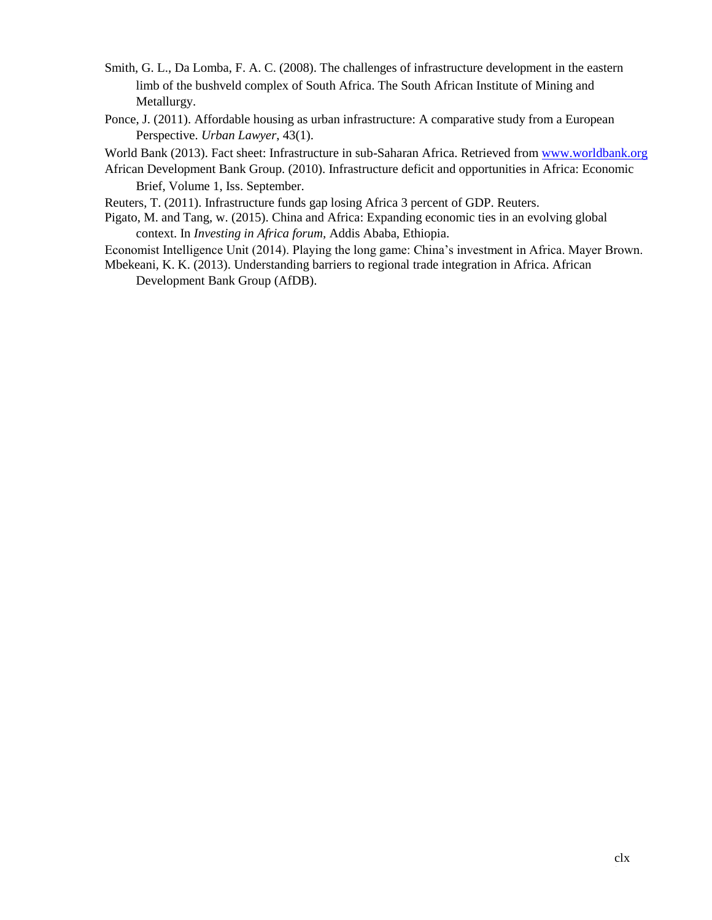Smith, G. L., Da Lomba, F. A. C. (2008). The challenges of infrastructure development in the eastern limb of the bushveld complex of South Africa. The South African Institute of Mining and Metallurgy.

Ponce, J. (2011). Affordable housing as urban infrastructure: A comparative study from a European Perspective. *Urban Lawyer*, 43(1).

World Bank (2013). Fact sheet: Infrastructure in sub-Saharan Africa. Retrieved from www.worldbank.org

African Development Bank Group. (2010). Infrastructure deficit and opportunities in Africa: Economic Brief, Volume 1, Iss. September.

Reuters, T. (2011). Infrastructure funds gap losing Africa 3 percent of GDP. Reuters.

Pigato, M. and Tang, w. (2015). China and Africa: Expanding economic ties in an evolving global context. In *Investing in Africa forum*, Addis Ababa, Ethiopia.

Economist Intelligence Unit (2014). Playing the long game: China's investment in Africa. Mayer Brown.

Mbekeani, K. K. (2013). Understanding barriers to regional trade integration in Africa. African Development Bank Group (AfDB).